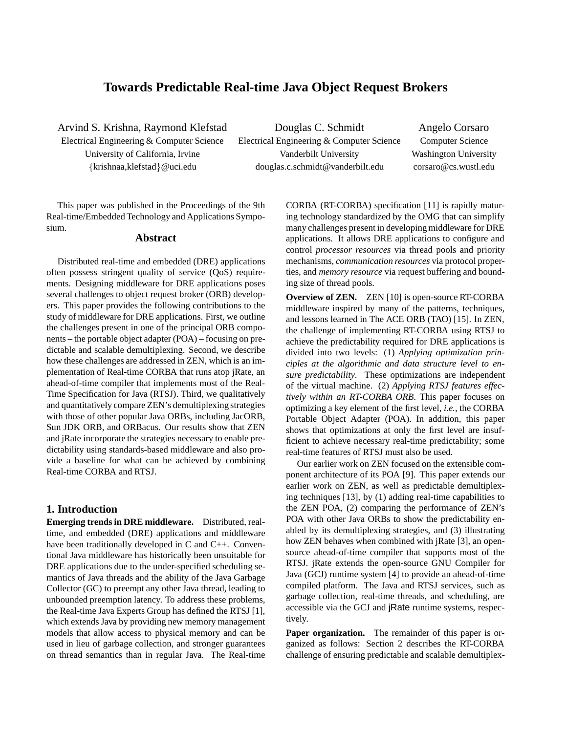# Towards Predictable Real-time Java Object Request Brokers

Arvind S. Krishna, Raymond Klefstad
Electrical Engineering & Computer Science
University of California, Irvine
{krishnaa,klefstad}@uci.edu

Douglas C. Schmidt
Electrical Engineering & Computer Science
Vanderbilt University
douglas.c.schmidt@vanderbilt.edu

Angelo Corsaro
Computer Science
Washington University
corsaro@cs.wustl.edu

This paper was published in the Proceedings of the 9th Real-time/Embedded Technology and Applications Symposium.

## Abstract

Distributed real-time and embedded (DRE) applications often possess stringent quality of service (QoS) requirements. Designing middleware for DRE applications poses several challenges to object request broker (ORB) developers. This paper provides the following contributions to the study of middleware for DRE applications. First, we outline the challenges present in one of the principal ORB components – the portable object adapter (POA) – focusing on predictable and scalable demultiplexing. Second, we describe how these challenges are addressed in ZEN, which is an implementation of Real-time CORBA that runs atop jRate, an ahead-of-time compiler that implements most of the Real-Time Specification for Java (RTSJ). Third, we qualitatively and quantitatively compare ZEN's demultiplexing strategies with those of other popular Java ORBs, including JacORB, Sun JDK ORB, and ORBacus. Our results show that ZEN and jRate incorporate the strategies necessary to enable predictability using standards-based middleware and also provide a baseline for what can be achieved by combining Real-time CORBA and RTSJ.

## 1. Introduction

**Emerging trends in DRE middleware.** Distributed, real-time, and embedded (DRE) applications and middleware have been traditionally developed in C and C++. Conventional Java middleware has historically been unsuitable for DRE applications due to the under-specified scheduling semantics of Java threads and the ability of the Java Garbage Collector (GC) to preempt any other Java thread, leading to unbounded preemption latency. To address these problems, the Real-time Java Experts Group has defined the RTSJ [1], which extends Java by providing new memory management models that allow access to physical memory and can be used in lieu of garbage collection, and stronger guarantees on thread semantics than in regular Java. The Real-time CORBA (RT-CORBA) specification [11] is rapidly maturing technology standardized by the OMG that can simplify many challenges present in developing middleware for DRE applications. It allows DRE applications to configure and control *processor resources* via thread pools and priority mechanisms, *communication resources* via protocol properties, and *memory resource* via request buffering and bounding size of thread pools.

**Overview of ZEN.** ZEN [10] is open-source RT-CORBA middleware inspired by many of the patterns, techniques, and lessons learned in The ACE ORB (TAO) [15]. In ZEN, the challenge of implementing RT-CORBA using RTSJ to achieve the predictability required for DRE applications is divided into two levels: (1) *Applying optimization principles at the algorithmic and data structure level to ensure predictability*. These optimizations are independent of the virtual machine. (2) *Applying RTSJ features effectively within an RT-CORBA ORB.* This paper focuses on optimizing a key element of the first level, *i.e.*, the CORBA Portable Object Adapter (POA). In addition, this paper shows that optimizations at only the first level are insufficient to achieve necessary real-time predictability; some real-time features of RTSJ must also be used.

Our earlier work on ZEN focused on the extensible component architecture of its POA [9]. This paper extends our earlier work on ZEN, as well as predictable demultiplexing techniques [13], by (1) adding real-time capabilities to the ZEN POA, (2) comparing the performance of ZEN's POA with other Java ORBs to show the predictability enabled by its demultiplexing strategies, and (3) illustrating how ZEN behaves when combined with jRate [3], an open-source ahead-of-time compiler that supports most of the RTSJ. jRate extends the open-source GNU Compiler for Java (GCJ) runtime system [4] to provide an ahead-of-time compiled platform. The Java and RTSJ services, such as garbage collection, real-time threads, and scheduling, are accessible via the GCJ and jRate runtime systems, respectively.

**Paper organization.** The remainder of this paper is organized as follows: Section 2 describes the RT-CORBA challenge of ensuring predictable and scalable demultiplex-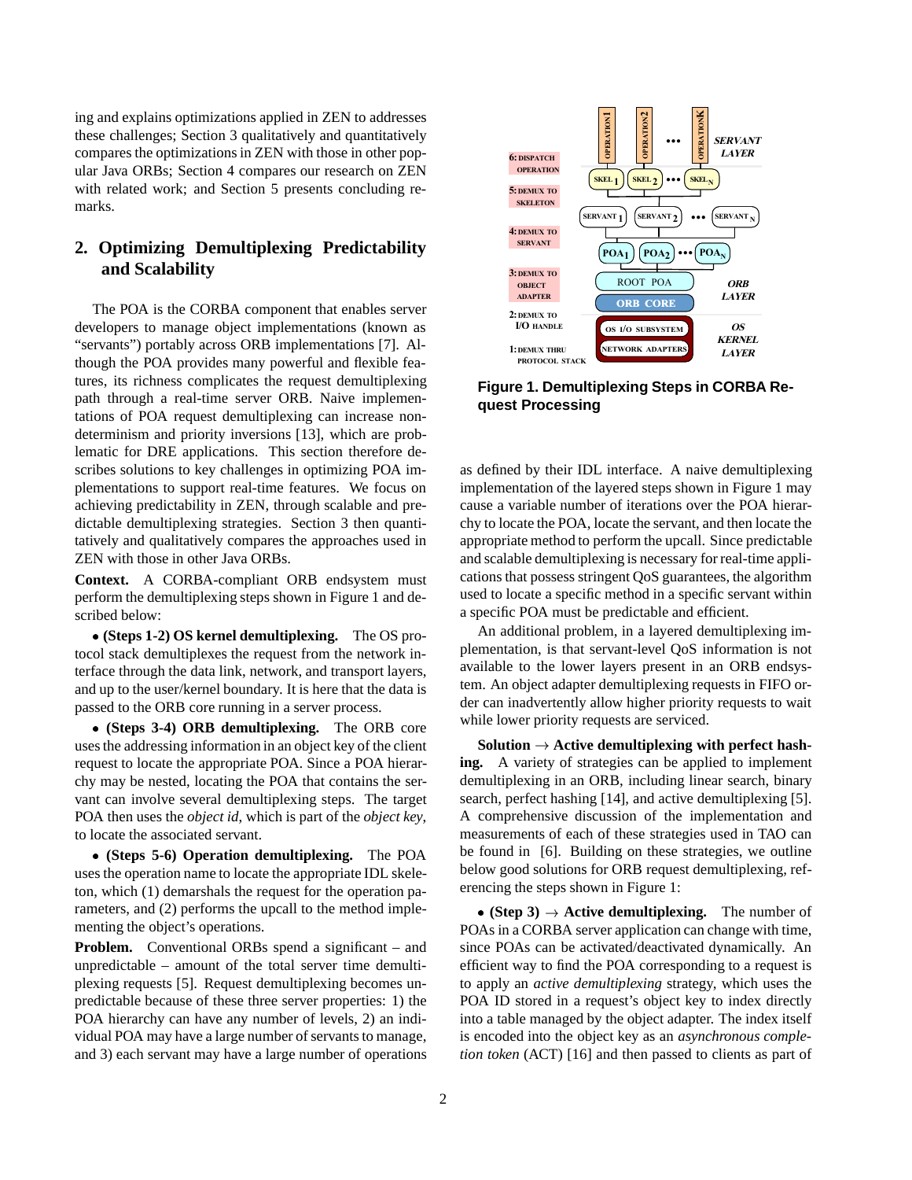ing and explains optimizations applied in ZEN to addresses these challenges; Section 3 qualitatively and quantitatively compares the optimizations in ZEN with those in other popular Java ORBs; Section 4 compares our research on ZEN with related work; and Section 5 presents concluding remarks.

## 2. Optimizing Demultiplexing Predictability and Scalability

The POA is the CORBA component that enables server developers to manage object implementations (known as "servants") portably across ORB implementations [7]. Although the POA provides many powerful and flexible features, its richness complicates the request demultiplexing path through a real-time server ORB. Naive implementations of POA request demultiplexing can increase non-determinism and priority inversions [13], which are problematic for DRE applications. This section therefore describes solutions to key challenges in optimizing POA implementations to support real-time features. We focus on achieving predictability in ZEN, through scalable and predictable demultiplexing strategies. Section 3 then quantitatively and qualitatively compares the approaches used in ZEN with those in other Java ORBs.

**Context.** A CORBA-compliant ORB endsystem must perform the demultiplexing steps shown in Figure 1 and described below:

- **(Steps 1-2) OS kernel demultiplexing.** The OS protocol stack demultiplexes the request from the network interface through the data link, network, and transport layers, and up to the user/kernel boundary. It is here that the data is passed to the ORB core running in a server process.
- **(Steps 3-4) ORB demultiplexing.** The ORB core uses the addressing information in an object key of the client request to locate the appropriate POA. Since a POA hierarchy may be nested, locating the POA that contains the servant can involve several demultiplexing steps. The target POA then uses the *object id*, which is part of the *object key*, to locate the associated servant.
- **(Steps 5-6) Operation demultiplexing.** The POA uses the operation name to locate the appropriate IDL skeleton, which (1) demarshals the request for the operation parameters, and (2) performs the upcall to the method implementing the object's operations.

**Problem.** Conventional ORBs spend a significant – and unpredictable – amount of the total server time demultiplexing requests [5]. Request demultiplexing becomes unpredictable because of these three server properties: 1) the POA hierarchy can have any number of levels, 2) an individual POA may have a large number of servants to manage, and 3) each servant may have a large number of operations as defined by their IDL interface. A naive demultiplexing implementation of the layered steps shown in Figure 1 may cause a variable number of iterations over the POA hierarchy to locate the POA, locate the servant, and then locate the appropriate method to perform the upcall. Since predictable and scalable demultiplexing is necessary for real-time applications that possess stringent QoS guarantees, the algorithm used to locate a specific method in a specific servant within a specific POA must be predictable and efficient.

**Figure 1. Demultiplexing Steps in CORBA Request Processing**

An additional problem, in a layered demultiplexing implementation, is that servant-level QoS information is not available to the lower layers present in an ORB endsystem. An object adapter demultiplexing requests in FIFO order can inadvertently allow higher priority requests to wait while lower priority requests are serviced.

**Solution → Active demultiplexing with perfect hashing.** A variety of strategies can be applied to implement demultiplexing in an ORB, including linear search, binary search, perfect hashing [14], and active demultiplexing [5]. A comprehensive discussion of the implementation and measurements of each of these strategies used in TAO can be found in [6]. Building on these strategies, we outline below good solutions for ORB request demultiplexing, referencing the steps shown in Figure 1:

- **(Step 3) → Active demultiplexing.** The number of POAs in a CORBA server application can change with time, since POAs can be activated/deactivated dynamically. An efficient way to find the POA corresponding to a request is to apply an *active demultiplexing* strategy, which uses the POA ID stored in a request's object key to index directly into a table managed by the object adapter. The index itself is encoded into the object key as an *asynchronous completion token* (ACT) [16] and then passed to clients as part of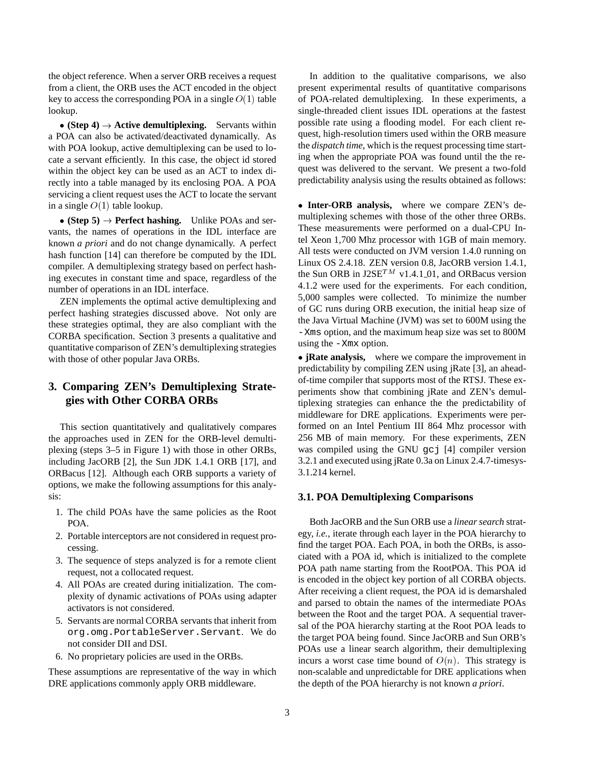the object reference. When a server ORB receives a request from a client, the ORB uses the ACT encoded in the object key to access the corresponding POA in a single $O(1)$ table lookup.

• **(Step 4) → Active demultiplexing.** Servants within a POA can also be activated/deactivated dynamically. As with POA lookup, active demultiplexing can be used to locate a servant efficiently. In this case, the object id stored within the object key can be used as an ACT to index directly into a table managed by its enclosing POA. A POA servicing a client request uses the ACT to locate the servant in a single $O(1)$ table lookup.

• **(Step 5) → Perfect hashing.** Unlike POAs and servants, the names of operations in the IDL interface are known *a priori* and do not change dynamically. A perfect hash function [14] can therefore be computed by the IDL compiler. A demultiplexing strategy based on perfect hashing executes in constant time and space, regardless of the number of operations in an IDL interface.

ZEN implements the optimal active demultiplexing and perfect hashing strategies discussed above. Not only are these strategies optimal, they are also compliant with the CORBA specification. Section 3 presents a qualitative and quantitative comparison of ZEN's demultiplexing strategies with those of other popular Java ORBs.

## 3. Comparing ZEN's Demultiplexing Strategies with Other CORBA ORBs

This section quantitatively and qualitatively compares the approaches used in ZEN for the ORB-level demultiplexing (steps 3–5 in Figure 1) with those in other ORBs, including JacORB [2], the Sun JDK 1.4.1 ORB [17], and ORBacus [12]. Although each ORB supports a variety of options, we make the following assumptions for this analysis:

1. The child POAs have the same policies as the Root POA.
2. Portable interceptors are not considered in request processing.
3. The sequence of steps analyzed is for a remote client request, not a collocated request.
4. All POAs are created during initialization. The complexity of dynamic activations of POAs using adapter activators is not considered.
5. Servants are normal CORBA servants that inherit from `org.omg.PortableServer.Servant`. We do not consider DII and DSI.
6. No proprietary policies are used in the ORBs.

These assumptions are representative of the way in which DRE applications commonly apply ORB middleware.

In addition to the qualitative comparisons, we also present experimental results of quantitative comparisons of POA-related demultiplexing. In these experiments, a single-threaded client issues IDL operations at the fastest possible rate using a flooding model. For each client request, high-resolution timers used within the ORB measure the *dispatch time*, which is the request processing time starting when the appropriate POA was found until the the request was delivered to the servant. We present a two-fold predictability analysis using the results obtained as follows:

• **Inter-ORB analysis,** where we compare ZEN's demultiplexing schemes with those of the other three ORBs. These measurements were performed on a dual-CPU Intel Xeon 1,700 Mhz processor with 1GB of main memory. All tests were conducted on JVM version 1.4.0 running on Linux OS 2.4.18. ZEN version 0.8, JacORB version 1.4.1, the Sun ORB in J2SE$^{TM}$ v1.4.1_01, and ORBacus version 4.1.2 were used for the experiments. For each condition, 5,000 samples were collected. To minimize the number of GC runs during ORB execution, the initial heap size of the Java Virtual Machine (JVM) was set to 600M using the `-Xms` option, and the maximum heap size was set to 800M using the `-Xmx` option.

• **jRate analysis,** where we compare the improvement in predictability by compiling ZEN using jRate [3], an ahead-of-time compiler that supports most of the RTSJ. These experiments show that combining jRate and ZEN's demultiplexing strategies can enhance the the predictability of middleware for DRE applications. Experiments were performed on an Intel Pentium III 864 Mhz processor with 256 MB of main memory. For these experiments, ZEN was compiled using the GNU `gcj` [4] compiler version 3.2.1 and executed using jRate 0.3a on Linux 2.4.7-timesys-3.1.214 kernel.

### 3.1. POA Demultiplexing Comparisons

Both JacORB and the Sun ORB use a *linear search* strategy, *i.e.*, iterate through each layer in the POA hierarchy to find the target POA. Each POA, in both the ORBs, is associated with a POA id, which is initialized to the complete POA path name starting from the RootPOA. This POA id is encoded in the object key portion of all CORBA objects. After receiving a client request, the POA id is demarshaled and parsed to obtain the names of the intermediate POAs between the Root and the target POA. A sequential traversal of the POA hierarchy starting at the Root POA leads to the target POA being found. Since JacORB and Sun ORB's POAs use a linear search algorithm, their demultiplexing incurs a worst case time bound of $O(n)$. This strategy is non-scalable and unpredictable for DRE applications when the depth of the POA hierarchy is not known *a priori*.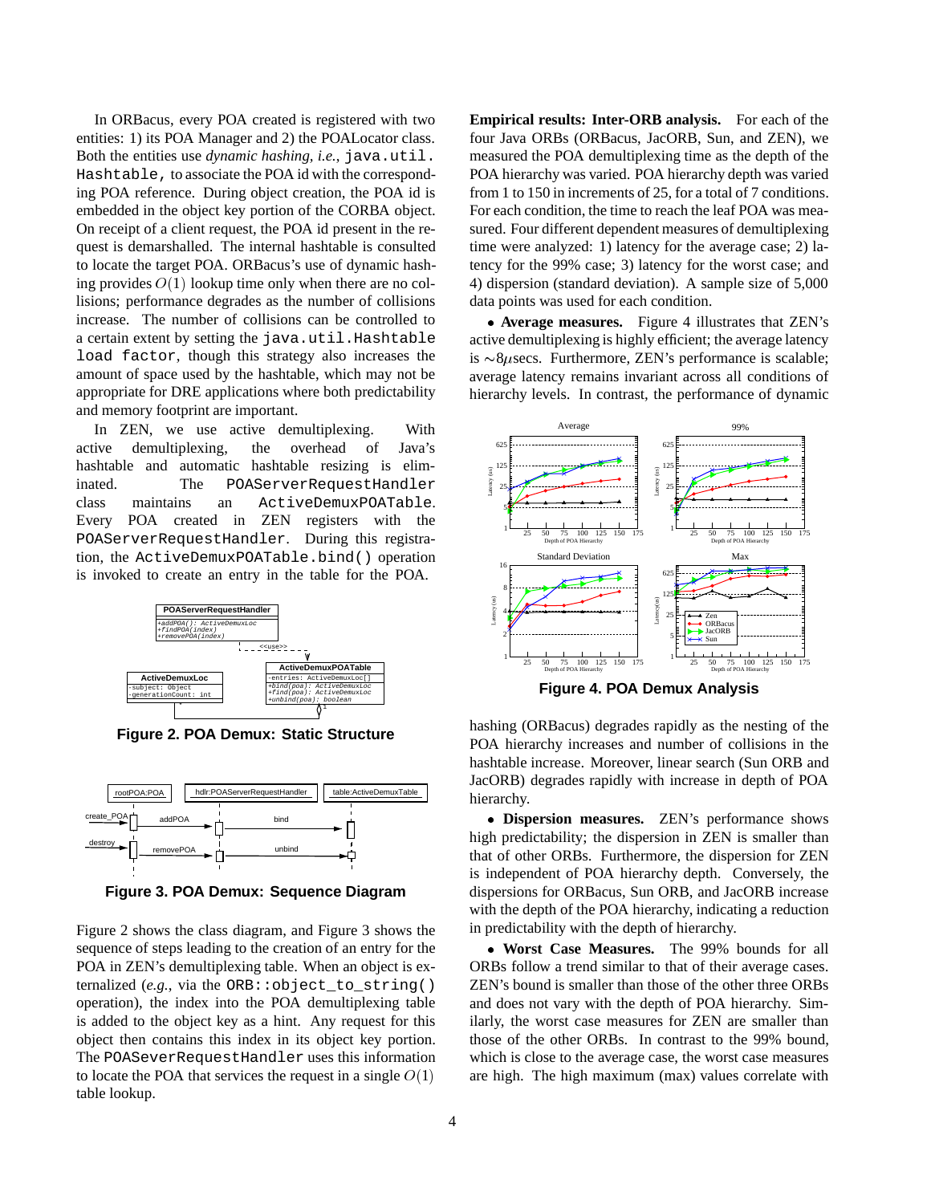In ORBacus, every POA created is registered with two entities: 1) its POA Manager and 2) the POALocator class. Both the entities use *dynamic hashing*, *i.e.*, `java.util.Hashtable`, to associate the POA id with the corresponding POA reference. During object creation, the POA id is embedded in the object key portion of the CORBA object. On receipt of a client request, the POA id present in the request is demarshalled. The internal hashtable is consulted to locate the target POA. ORBacus's use of dynamic hashing provides $O(1)$ lookup time only when there are no collisions; performance degrades as the number of collisions increase. The number of collisions can be controlled to a certain extent by setting the `java.util.Hashtable load factor`, though this strategy also increases the amount of space used by the hashtable, which may not be appropriate for DRE applications where both predictability and memory footprint are important.

In ZEN, we use active demultiplexing. With active demultiplexing, the overhead of Java's hashtable and automatic hashtable resizing is eliminated. The `POAServerRequestHandler` class maintains an `ActiveDemuxPOATable`. Every POA created in ZEN registers with the `POAServerRequestHandler`. During this registration, the `ActiveDemuxPOATable.bind()` operation is invoked to create an entry in the table for the POA.

**Figure 2. POA Demux: Static Structure**

**Figure 3. POA Demux: Sequence Diagram**

Figure 2 shows the class diagram, and Figure 3 shows the sequence of steps leading to the creation of an entry for the POA in ZEN's demultiplexing table. When an object is externalized (*e.g.*, via the `ORB::object_to_string()` operation), the index into the POA demultiplexing table is added to the object key as a hint. Any request for this object then contains this index in its object key portion. The `POASeverRequestHandler` uses this information to locate the POA that services the request in a single $O(1)$ table lookup.

**Empirical results: Inter-ORB analysis.** For each of the four Java ORBs (ORBacus, JacORB, Sun, and ZEN), we measured the POA demultiplexing time as the depth of the POA hierarchy was varied. POA hierarchy depth was varied from 1 to 150 in increments of 25, for a total of 7 conditions. For each condition, the time to reach the leaf POA was measured. Four different dependent measures of demultiplexing time were analyzed: 1) latency for the average case; 2) latency for the 99% case; 3) latency for the worst case; and 4) dispersion (standard deviation). A sample size of 5,000 data points was used for each condition.

- **Average measures.** Figure 4 illustrates that ZEN's active demultiplexing is highly efficient; the average latency is $\sim$8$\mu$secs. Furthermore, ZEN's performance is scalable; average latency remains invariant across all conditions of hierarchy levels. In contrast, the performance of dynamic hashing (ORBacus) degrades rapidly as the nesting of the POA hierarchy increases and number of collisions in the hashtable increase. Moreover, linear search (Sun ORB and JacORB) degrades rapidly with increase in depth of POA hierarchy.

**Figure 4. POA Demux Analysis**

- **Dispersion measures.** ZEN's performance shows high predictability; the dispersion in ZEN is smaller than that of other ORBs. Furthermore, the dispersion for ZEN is independent of POA hierarchy depth. Conversely, the dispersions for ORBacus, Sun ORB, and JacORB increase with the depth of the POA hierarchy, indicating a reduction in predictability with the depth of hierarchy.

- **Worst Case Measures.** The 99% bounds for all ORBs follow a trend similar to that of their average cases. ZEN's bound is smaller than those of the other three ORBs and does not vary with the depth of POA hierarchy. Similarly, the worst case measures for ZEN are smaller than those of the other ORBs. In contrast to the 99% bound, which is close to the average case, the worst case measures are high. The high maximum (max) values correlate with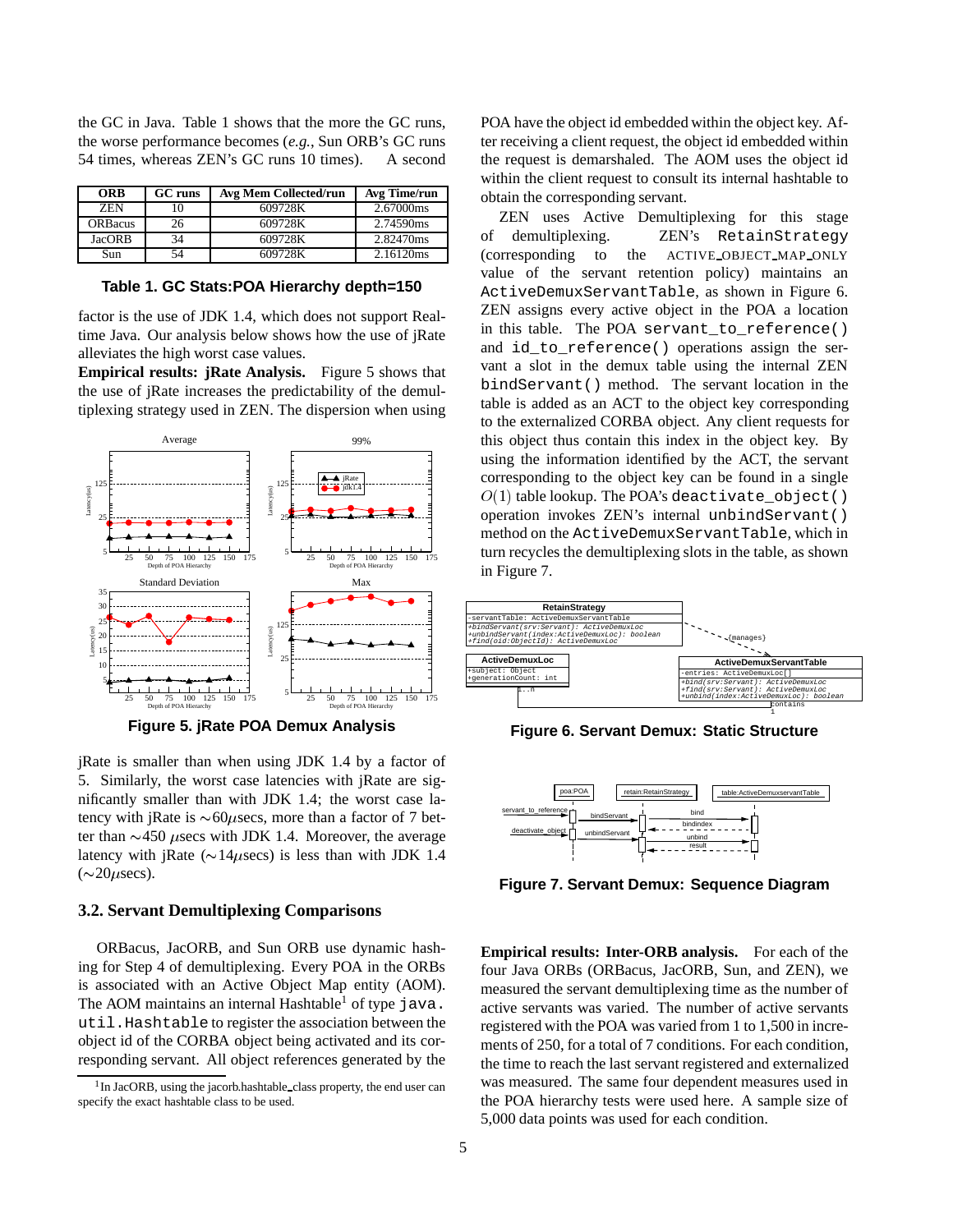the GC in Java. Table 1 shows that the more the GC runs, the worse performance becomes (*e.g.*, Sun ORB's GC runs 54 times, whereas ZEN's GC runs 10 times). A second

| ORB | GC runs | Avg Mem Collected/run | Avg Time/run |
|---|---|---|---|
| ZEN | 10 | 609728K | 2.67000ms |
| ORBacus | 26 | 609728K | 2.74590ms |
| JacORB | 34 | 609728K | 2.82470ms |
| Sun | 54 | 609728K | 2.16120ms |

**Table 1. GC Stats:POA Hierarchy depth=150**

factor is the use of JDK 1.4, which does not support Real-time Java. Our analysis below shows how the use of jRate alleviates the high worst case values.

**Empirical results: jRate Analysis.** Figure 5 shows that the use of jRate increases the predictability of the demultiplexing strategy used in ZEN. The dispersion when using

**Figure 5. jRate POA Demux Analysis**

jRate is smaller than when using JDK 1.4 by a factor of 5. Similarly, the worst case latencies with jRate are significantly smaller than with JDK 1.4; the worst case latency with jRate is ∼60$\mu$secs, more than a factor of 7 better than ∼450 $\mu$secs with JDK 1.4. Moreover, the average latency with jRate (∼14$\mu$secs) is less than with JDK 1.4 (∼20$\mu$secs).

### 3.2. Servant Demultiplexing Comparisons

ORBacus, JacORB, and Sun ORB use dynamic hashing for Step 4 of demultiplexing. Every POA in the ORBs is associated with an Active Object Map entity (AOM). The AOM maintains an internal Hashtable[1] of type `java.util.Hashtable` to register the association between the object id of the CORBA object being activated and its corresponding servant. All object references generated by the POA have the object id embedded within the object key. After receiving a client request, the object id embedded within the request is demarshaled. The AOM uses the object id within the client request to consult its internal hashtable to obtain the corresponding servant.

ZEN uses Active Demultiplexing for this stage of demultiplexing. ZEN's `RetainStrategy` (corresponding to the ACTIVE_OBJECT_MAP_ONLY value of the servant retention policy) maintains an `ActiveDemuxServantTable`, as shown in Figure 6. ZEN assigns every active object in the POA a location in this table. The POA `servant_to_reference()` and `id_to_reference()` operations assign the servant a slot in the demux table using the internal ZEN `bindServant()` method. The servant location in the table is added as an ACT to the object key corresponding to the externalized CORBA object. Any client requests for this object thus contain this index in the object key. By using the information identified by the ACT, the servant corresponding to the object key can be found in a single $O(1)$ table lookup. The POA's `deactivate_object()` operation invokes ZEN's internal `unbindServant()` method on the `ActiveDemuxServantTable`, which in turn recycles the demultiplexing slots in the table, as shown in Figure 7.

**Figure 6. Servant Demux: Static Structure**

**Figure 7. Servant Demux: Sequence Diagram**

**Empirical results: Inter-ORB analysis.** For each of the four Java ORBs (ORBacus, JacORB, Sun, and ZEN), we measured the servant demultiplexing time as the number of active servants was varied. The number of active servants registered with the POA was varied from 1 to 1,500 in increments of 250, for a total of 7 conditions. For each condition, the time to reach the last servant registered and externalized was measured. The same four dependent measures used in the POA hierarchy tests were used here. A sample size of 5,000 data points was used for each condition.

[1] In JacORB, using the jacorb.hashtable_class property, the end user can specify the exact hashtable class to be used.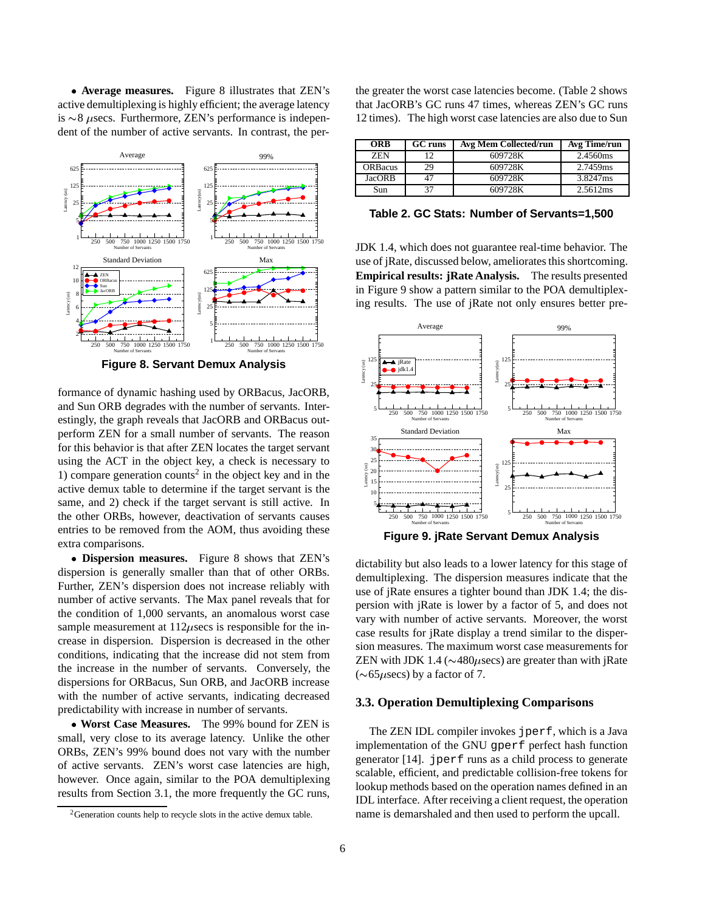• **Average measures.** Figure 8 illustrates that ZEN's active demultiplexing is highly efficient; the average latency is ∼8 $\mu$secs. Furthermore, ZEN's performance is independent of the number of active servants. In contrast, the performance of dynamic hashing used by ORBacus, JacORB, and Sun ORB degrades with the number of servants. Interestingly, the graph reveals that JacORB and ORBacus outperform ZEN for a small number of servants. The reason for this behavior is that after ZEN locates the target servant using the ACT in the object key, a check is necessary to 1) compare generation counts[2] in the object key and in the active demux table to determine if the target servant is the same, and 2) check if the target servant is still active. In the other ORBs, however, deactivation of servants causes entries to be removed from the AOM, thus avoiding these extra comparisons.

**Figure 8. Servant Demux Analysis**

• **Dispersion measures.** Figure 8 shows that ZEN's dispersion is generally smaller than that of other ORBs. Further, ZEN's dispersion does not increase reliably with number of active servants. The Max panel reveals that for the condition of 1,000 servants, an anomalous worst case sample measurement at 112$\mu$secs is responsible for the increase in dispersion. Dispersion is decreased in the other conditions, indicating that the increase did not stem from the increase in the number of servants. Conversely, the dispersions for ORBacus, Sun ORB, and JacORB increase with the number of active servants, indicating decreased predictability with increase in number of servants.

• **Worst Case Measures.** The 99% bound for ZEN is small, very close to its average latency. Unlike the other ORBs, ZEN's 99% bound does not vary with the number of active servants. ZEN's worst case latencies are high, however. Once again, similar to the POA demultiplexing results from Section 3.1, the more frequently the GC runs, the greater the worst case latencies become. (Table 2 shows that JacORB's GC runs 47 times, whereas ZEN's GC runs 12 times). The high worst case latencies are also due to Sun JDK 1.4, which does not guarantee real-time behavior. The use of jRate, discussed below, ameliorates this shortcoming.

| ORB | GC runs | Avg Mem Collected/run | Avg Time/run |
|---|---|---|---|
| ZEN | 12 | 609728K | 2.4560ms |
| ORBacus | 29 | 609728K | 2.7459ms |
| JacORB | 47 | 609728K | 3.8247ms |
| Sun | 37 | 609728K | 2.5612ms |

**Table 2. GC Stats: Number of Servants=1,500**

**Empirical results: jRate Analysis.** The results presented in Figure 9 show a pattern similar to the POA demultiplexing results. The use of jRate not only ensures better predictability but also leads to a lower latency for this stage of demultiplexing. The dispersion measures indicate that the use of jRate ensures a tighter bound than JDK 1.4; the dispersion with jRate is lower by a factor of 5, and does not vary with number of active servants. Moreover, the worst case results for jRate display a trend similar to the dispersion measures. The maximum worst case measurements for ZEN with JDK 1.4 (∼480$\mu$secs) are greater than with jRate (∼65$\mu$secs) by a factor of 7.

**Figure 9. jRate Servant Demux Analysis**

### 3.3. Operation Demultiplexing Comparisons

The ZEN IDL compiler invokes `jperf`, which is a Java implementation of the GNU `gperf` perfect hash function generator [14]. `jperf` runs as a child process to generate scalable, efficient, and predictable collision-free tokens for lookup methods based on the operation names defined in an IDL interface. After receiving a client request, the operation name is demarshaled and then used to perform the upcall.

[2] Generation counts help to recycle slots in the active demux table.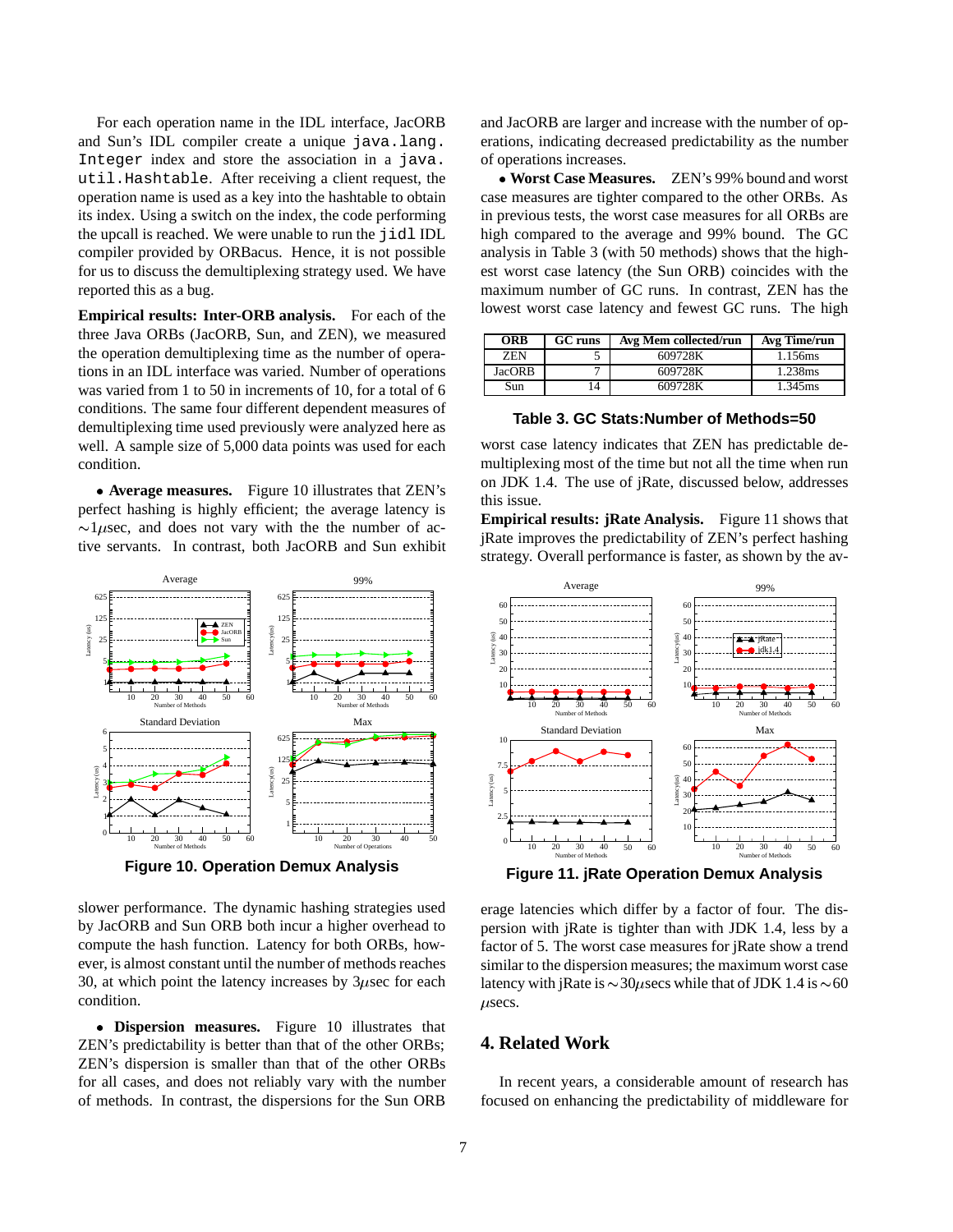For each operation name in the IDL interface, JacORB and Sun's IDL compiler create a unique `java.lang.Integer` index and store the association in a `java.util.Hashtable`. After receiving a client request, the operation name is used as a key into the hashtable to obtain its index. Using a switch on the index, the code performing the upcall is reached. We were unable to run the `jidl` IDL compiler provided by ORBacus. Hence, it is not possible for us to discuss the demultiplexing strategy used. We have reported this as a bug.

**Empirical results: Inter-ORB analysis.** For each of the three Java ORBs (JacORB, Sun, and ZEN), we measured the operation demultiplexing time as the number of operations in an IDL interface was varied. Number of operations was varied from 1 to 50 in increments of 10, for a total of 6 conditions. The same four different dependent measures of demultiplexing time used previously were analyzed here as well. A sample size of 5,000 data points was used for each condition.

• **Average measures.** Figure 10 illustrates that ZEN's perfect hashing is highly efficient; the average latency is $\sim$1$\mu$sec, and does not vary with the the number of active servants. In contrast, both JacORB and Sun exhibit slower performance. The dynamic hashing strategies used by JacORB and Sun ORB both incur a higher overhead to compute the hash function. Latency for both ORBs, however, is almost constant until the number of methods reaches 30, at which point the latency increases by 3$\mu$sec for each condition.

**Figure 10. Operation Demux Analysis**

• **Dispersion measures.** Figure 10 illustrates that ZEN's predictability is better than that of the other ORBs; ZEN's dispersion is smaller than that of the other ORBs for all cases, and does not reliably vary with the number of methods. In contrast, the dispersions for the Sun ORB and JacORB are larger and increase with the number of operations, indicating decreased predictability as the number of operations increases.

• **Worst Case Measures.** ZEN's 99% bound and worst case measures are tighter compared to the other ORBs. As in previous tests, the worst case measures for all ORBs are high compared to the average and 99% bound. The GC analysis in Table 3 (with 50 methods) shows that the highest worst case latency (the Sun ORB) coincides with the maximum number of GC runs. In contrast, ZEN has the lowest worst case latency and fewest GC runs. The high worst case latency indicates that ZEN has predictable demultiplexing most of the time but not all the time when run on JDK 1.4. The use of jRate, discussed below, addresses this issue.

| ORB | GC runs | Avg Mem collected/run | Avg Time/run |
|---|---|---|---|
| ZEN | 5 | 609728K | 1.156ms |
| JacORB | 7 | 609728K | 1.238ms |
| Sun | 14 | 609728K | 1.345ms |

**Table 3. GC Stats:Number of Methods=50**

**Empirical results: jRate Analysis.** Figure 11 shows that jRate improves the predictability of ZEN's perfect hashing strategy. Overall performance is faster, as shown by the average latencies which differ by a factor of four. The dispersion with jRate is tighter than with JDK 1.4, less by a factor of 5. The worst case measures for jRate show a trend similar to the dispersion measures; the maximum worst case latency with jRate is $\sim$30$\mu$secs while that of JDK 1.4 is $\sim$60 $\mu$secs.

**Figure 11. jRate Operation Demux Analysis**

## 4. Related Work

In recent years, a considerable amount of research has focused on enhancing the predictability of middleware for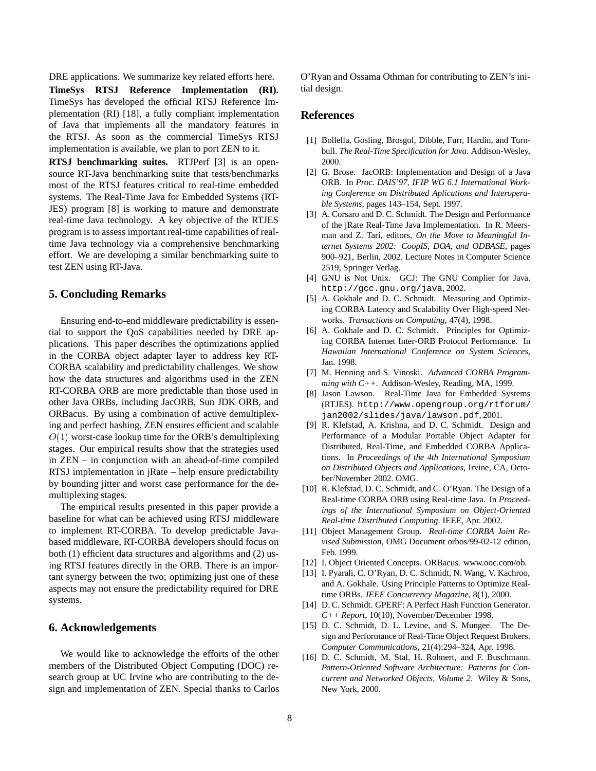DRE applications. We summarize key related efforts here.

**TimeSys RTSJ Reference Implementation (RI).** TimeSys has developed the official RTSJ Reference Implementation (RI) [18], a fully compliant implementation of Java that implements all the mandatory features in the RTSJ. As soon as the commercial TimeSys RTSJ implementation is available, we plan to port ZEN to it.

**RTSJ benchmarking suites.** RTJPerf [3] is an open-source RT-Java benchmarking suite that tests/benchmarks most of the RTSJ features critical to real-time embedded systems. The Real-Time Java for Embedded Systems (RTJES) program [8] is working to mature and demonstrate real-time Java technology. A key objective of the RTJES program is to assess important real-time capabilities of real-time Java technology via a comprehensive benchmarking effort. We are developing a similar benchmarking suite to test ZEN using RT-Java.

## 5. Concluding Remarks

Ensuring end-to-end middleware predictability is essential to support the QoS capabilities needed by DRE applications. This paper describes the optimizations applied in the CORBA object adapter layer to address key RT-CORBA scalability and predictability challenges. We show how the data structures and algorithms used in the ZEN RT-CORBA ORB are more predictable than those used in other Java ORBs, including JacORB, Sun JDK ORB, and ORBacus. By using a combination of active demultiplexing and perfect hashing, ZEN ensures efficient and scalable $O(1)$ worst-case lookup time for the ORB's demultiplexing stages. Our empirical results show that the strategies used in ZEN – in conjunction with an ahead-of-time compiled RTSJ implementation in jRate – help ensure predictability by bounding jitter and worst case performance for the demultiplexing stages.

The empirical results presented in this paper provide a baseline for what can be achieved using RTSJ middleware to implement RT-CORBA. To develop predictable Java-based middleware, RT-CORBA developers should focus on both (1) efficient data structures and algorithms and (2) using RTSJ features directly in the ORB. There is an important synergy between the two; optimizing just one of these aspects may not ensure the predictability required for DRE systems.

## 6. Acknowledgements

We would like to acknowledge the efforts of the other members of the Distributed Object Computing (DOC) research group at UC Irvine who are contributing to the design and implementation of ZEN. Special thanks to Carlos O'Ryan and Ossama Othman for contributing to ZEN's initial design.

## References

[1] Bollella, Gosling, Brosgol, Dibble, Furr, Hardin, and Turnbull. *The Real-Time Specification for Java*. Addison-Wesley, 2000.

[2] G. Brose. JacORB: Implementation and Design of a Java ORB. In *Proc. DAIS'97, IFIP WG 6.1 International Working Conference on Distributed Aplications and Interoperable Systems*, pages 143–154, Sept. 1997.

[3] A. Corsaro and D. C. Schmidt. The Design and Performance of the jRate Real-Time Java Implementation. In R. Meersman and Z. Tari, editors, *On the Move to Meaningful Internet Systems 2002: CoopIS, DOA, and ODBASE*, pages 900–921, Berlin, 2002. Lecture Notes in Computer Science 2519, Springer Verlag.

[4] GNU is Not Unix. GCJ: The GNU Complier for Java. `http://gcc.gnu.org/java`, 2002.

[5] A. Gokhale and D. C. Schmidt. Measuring and Optimizing CORBA Latency and Scalability Over High-speed Networks. *Transactions on Computing*, 47(4), 1998.

[6] A. Gokhale and D. C. Schmidt. Principles for Optimizing CORBA Internet Inter-ORB Protocol Performance. In *Hawaiian International Conference on System Sciences*, Jan. 1998.

[7] M. Henning and S. Vinoski. *Advanced CORBA Programming with C++*. Addison-Wesley, Reading, MA, 1999.

[8] Jason Lawson. Real-Time Java for Embedded Systems (RTJES). `http://www.opengroup.org/rtforum/jan2002/slides/java/lawson.pdf`, 2001.

[9] R. Klefstad, A. Krishna, and D. C. Schmidt. Design and Performance of a Modular Portable Object Adapter for Distributed, Real-Time, and Embedded CORBA Applications. In *Proceedings of the 4th International Symposium on Distributed Objects and Applications*, Irvine, CA, October/November 2002. OMG.

[10] R. Klefstad, D. C. Schmidt, and C. O'Ryan. The Design of a Real-time CORBA ORB using Real-time Java. In *Proceedings of the International Symposium on Object-Oriented Real-time Distributed Computing*. IEEE, Apr. 2002.

[11] Object Management Group. *Real-time CORBA Joint Revised Submission*, OMG Document orbos/99-02-12 edition, Feb. 1999.

[12] I. Object Oriented Concepts. ORBacus. www.ooc.com/ob.

[13] I. Pyarali, C. O'Ryan, D. C. Schmidt, N. Wang, V. Kachroo, and A. Gokhale. Using Principle Patterns to Optimize Real-time ORBs. *IEEE Concurrency Magazine*, 8(1), 2000.

[14] D. C. Schmidt. GPERF: A Perfect Hash Function Generator. *C++ Report*, 10(10), November/December 1998.

[15] D. C. Schmidt, D. L. Levine, and S. Mungee. The Design and Performance of Real-Time Object Request Brokers. *Computer Communications*, 21(4):294–324, Apr. 1998.

[16] D. C. Schmidt, M. Stal, H. Rohnert, and F. Buschmann. *Pattern-Oriented Software Architecture: Patterns for Concurrent and Networked Objects, Volume 2*. Wiley & Sons, New York, 2000.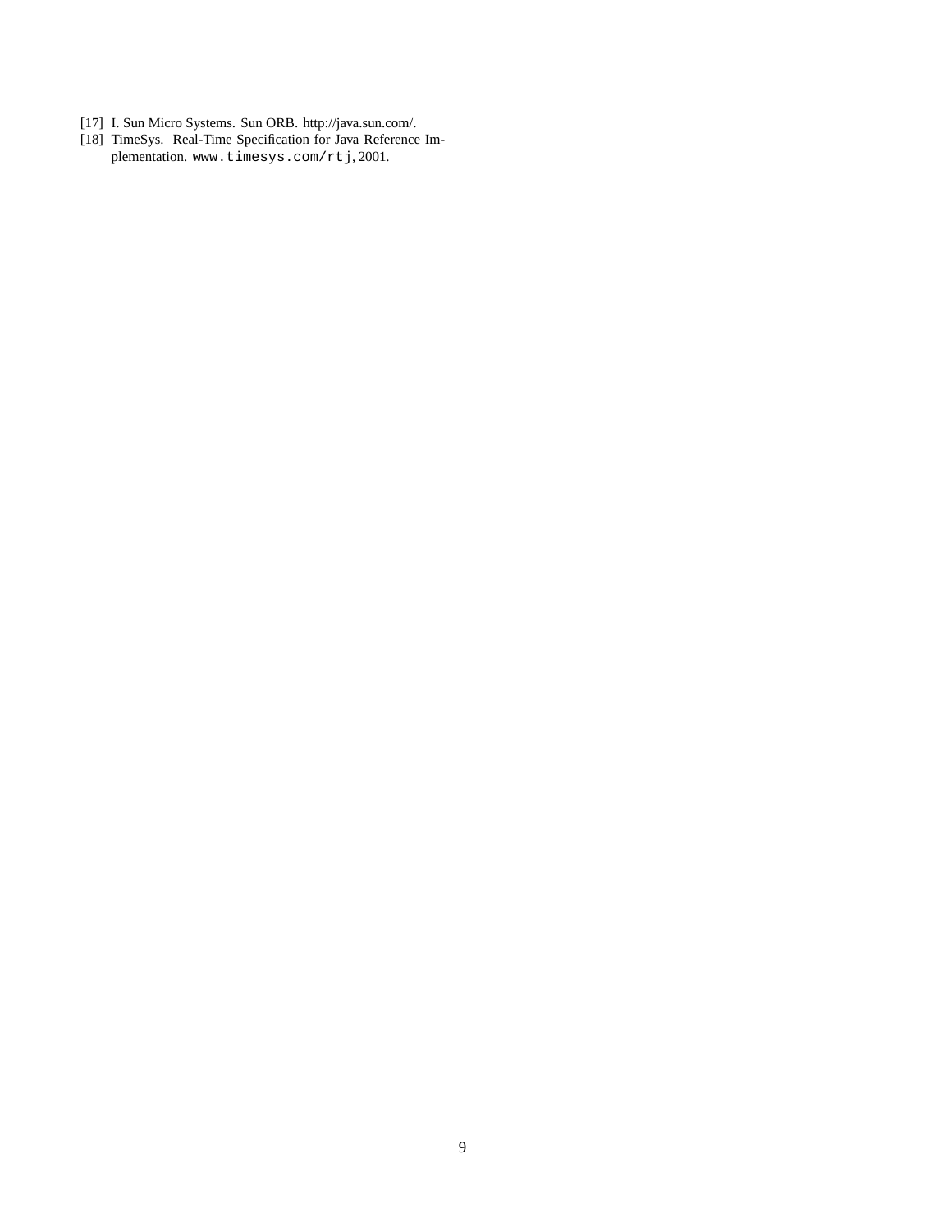[17] I. Sun Micro Systems. Sun ORB. http://java.sun.com/.

[18] TimeSys. Real-Time Specification for Java Reference Implementation. `www.timesys.com/rtj`, 2001.